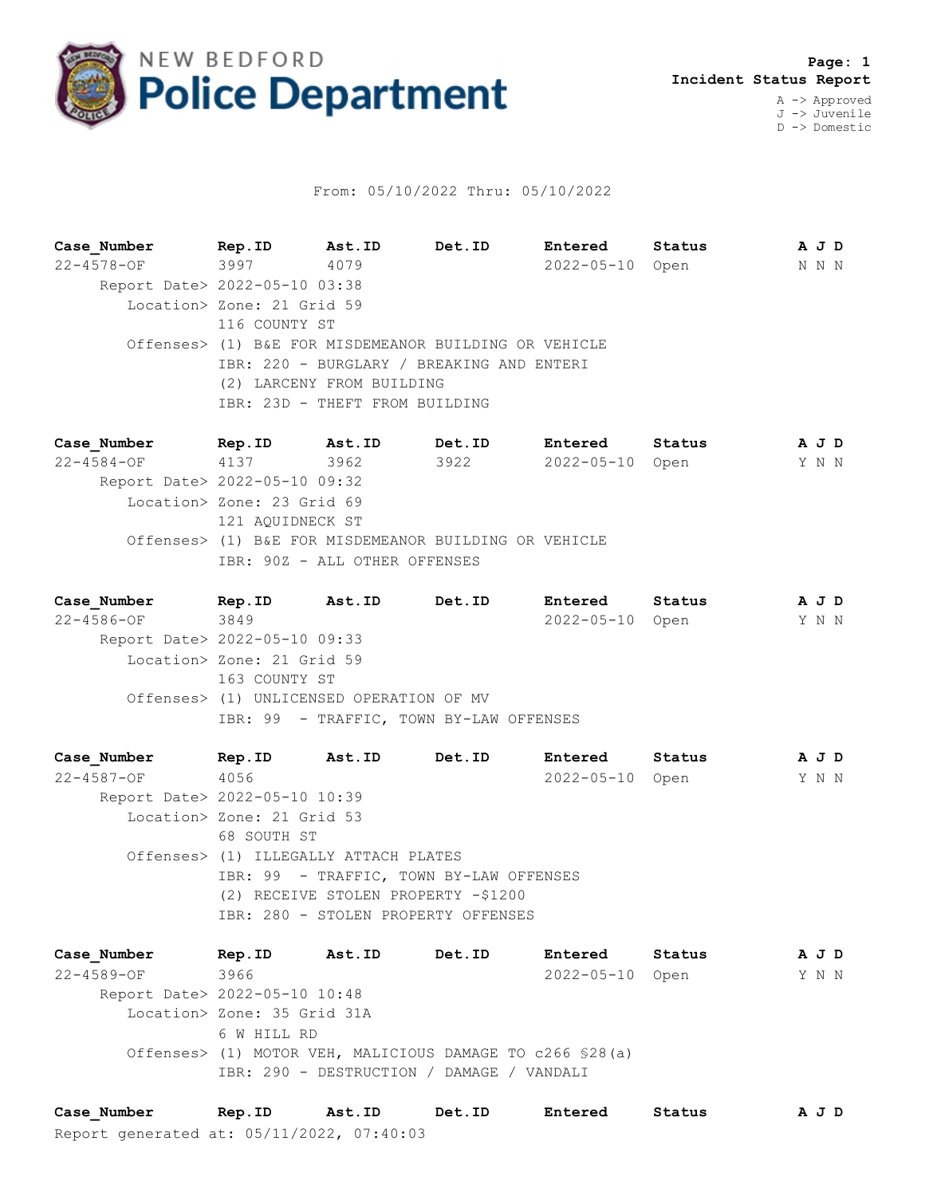# NEW BEDFORD Police Department

**Page: 1**
**Incident Status Report**

A -> Approved
J -> Juvenile
D -> Domestic

From: 05/10/2022 Thru: 05/10/2022

| Case_Number | Rep.ID | Ast.ID | Det.ID | Entered | Status | A J D |
|---|---|---|---|---|---|---|
| 22-4578-OF | 3997 | 4079 | | 2022-05-10 | Open | N N N |

Report Date> 2022-05-10 03:38
Location> Zone: 21 Grid 59
116 COUNTY ST
Offenses> (1) B&E FOR MISDEMEANOR BUILDING OR VEHICLE
IBR: 220 - BURGLARY / BREAKING AND ENTERI
(2) LARCENY FROM BUILDING
IBR: 23D - THEFT FROM BUILDING

| Case_Number | Rep.ID | Ast.ID | Det.ID | Entered | Status | A J D |
|---|---|---|---|---|---|---|
| 22-4584-OF | 4137 | 3962 | 3922 | 2022-05-10 | Open | Y N N |

Report Date> 2022-05-10 09:32
Location> Zone: 23 Grid 69
121 AQUIDNECK ST
Offenses> (1) B&E FOR MISDEMEANOR BUILDING OR VEHICLE
IBR: 90Z - ALL OTHER OFFENSES

| Case_Number | Rep.ID | Ast.ID | Det.ID | Entered | Status | A J D |
|---|---|---|---|---|---|---|
| 22-4586-OF | 3849 | | | 2022-05-10 | Open | Y N N |

Report Date> 2022-05-10 09:33
Location> Zone: 21 Grid 59
163 COUNTY ST
Offenses> (1) UNLICENSED OPERATION OF MV
IBR: 99 - TRAFFIC, TOWN BY-LAW OFFENSES

| Case_Number | Rep.ID | Ast.ID | Det.ID | Entered | Status | A J D |
|---|---|---|---|---|---|---|
| 22-4587-OF | 4056 | | | 2022-05-10 | Open | Y N N |

Report Date> 2022-05-10 10:39
Location> Zone: 21 Grid 53
68 SOUTH ST
Offenses> (1) ILLEGALLY ATTACH PLATES
IBR: 99 - TRAFFIC, TOWN BY-LAW OFFENSES
(2) RECEIVE STOLEN PROPERTY -$1200
IBR: 280 - STOLEN PROPERTY OFFENSES

| Case_Number | Rep.ID | Ast.ID | Det.ID | Entered | Status | A J D |
|---|---|---|---|---|---|---|
| 22-4589-OF | 3966 | | | 2022-05-10 | Open | Y N N |

Report Date> 2022-05-10 10:48
Location> Zone: 35 Grid 31A
6 W HILL RD
Offenses> (1) MOTOR VEH, MALICIOUS DAMAGE TO c266 §28(a)
IBR: 290 - DESTRUCTION / DAMAGE / VANDALI

| Case_Number | Rep.ID | Ast.ID | Det.ID | Entered | Status | A J D |
|---|---|---|---|---|---|---|

Report generated at: 05/11/2022, 07:40:03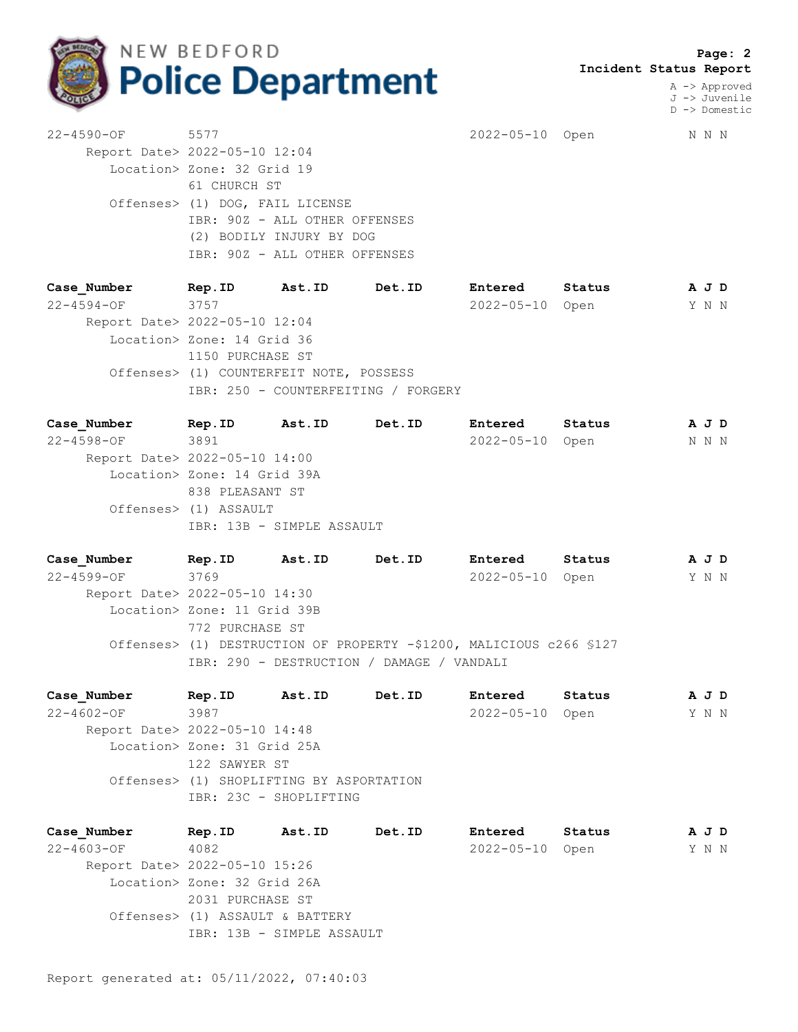# NEW BEDFORD Police Department

**Incident Status Report**

A -> Approved
J -> Juvenile
D -> Domestic

| Case_Number | Rep.ID | Ast.ID | Det.ID | Entered | Status | A J D |
|---|---|---|---|---|---|---|
| 22-4590-OF | 5577 | | | 2022-05-10 | Open | N N N |

Report Date> 2022-05-10 12:04
Location> Zone: 32 Grid 19
61 CHURCH ST
Offenses> (1) DOG, FAIL LICENSE
IBR: 90Z - ALL OTHER OFFENSES
(2) BODILY INJURY BY DOG
IBR: 90Z - ALL OTHER OFFENSES

| Case_Number | Rep.ID | Ast.ID | Det.ID | Entered | Status | A J D |
|---|---|---|---|---|---|---|
| 22-4594-OF | 3757 | | | 2022-05-10 | Open | Y N N |

Report Date> 2022-05-10 12:04
Location> Zone: 14 Grid 36
1150 PURCHASE ST
Offenses> (1) COUNTERFEIT NOTE, POSSESS
IBR: 250 - COUNTERFEITING / FORGERY

| Case_Number | Rep.ID | Ast.ID | Det.ID | Entered | Status | A J D |
|---|---|---|---|---|---|---|
| 22-4598-OF | 3891 | | | 2022-05-10 | Open | N N N |

Report Date> 2022-05-10 14:00
Location> Zone: 14 Grid 39A
838 PLEASANT ST
Offenses> (1) ASSAULT
IBR: 13B - SIMPLE ASSAULT

| Case_Number | Rep.ID | Ast.ID | Det.ID | Entered | Status | A J D |
|---|---|---|---|---|---|---|
| 22-4599-OF | 3769 | | | 2022-05-10 | Open | Y N N |

Report Date> 2022-05-10 14:30
Location> Zone: 11 Grid 39B
772 PURCHASE ST
Offenses> (1) DESTRUCTION OF PROPERTY -$1200, MALICIOUS c266 §127
IBR: 290 - DESTRUCTION / DAMAGE / VANDALI

| Case_Number | Rep.ID | Ast.ID | Det.ID | Entered | Status | A J D |
|---|---|---|---|---|---|---|
| 22-4602-OF | 3987 | | | 2022-05-10 | Open | Y N N |

Report Date> 2022-05-10 14:48
Location> Zone: 31 Grid 25A
122 SAWYER ST
Offenses> (1) SHOPLIFTING BY ASPORTATION
IBR: 23C - SHOPLIFTING

| Case_Number | Rep.ID | Ast.ID | Det.ID | Entered | Status | A J D |
|---|---|---|---|---|---|---|
| 22-4603-OF | 4082 | | | 2022-05-10 | Open | Y N N |

Report Date> 2022-05-10 15:26
Location> Zone: 32 Grid 26A
2031 PURCHASE ST
Offenses> (1) ASSAULT & BATTERY
IBR: 13B - SIMPLE ASSAULT

Report generated at: 05/11/2022, 07:40:03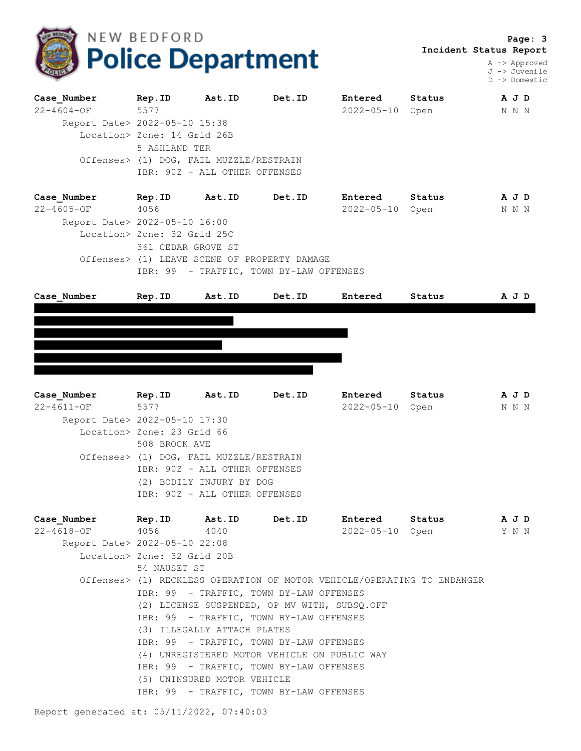# NEW BEDFORD Police Department

**Incident Status Report**

A -> Approved
J -> Juvenile
D -> Domestic

| Case_Number | Rep.ID | Ast.ID | Det.ID | Entered | Status | A J D |
|---|---|---|---|---|---|---|
| 22-4604-OF | 5577 | | | 2022-05-10 | Open | N N N |

Report Date> 2022-05-10 15:38
Location> Zone: 14 Grid 26B
5 ASHLAND TER
Offenses> (1) DOG, FAIL MUZZLE/RESTRAIN
IBR: 90Z - ALL OTHER OFFENSES

| Case_Number | Rep.ID | Ast.ID | Det.ID | Entered | Status | A J D |
|---|---|---|---|---|---|---|
| 22-4605-OF | 4056 | | | 2022-05-10 | Open | N N N |

Report Date> 2022-05-10 16:00
Location> Zone: 32 Grid 25C
361 CEDAR GROVE ST
Offenses> (1) LEAVE SCENE OF PROPERTY DAMAGE
IBR: 99 - TRAFFIC, TOWN BY-LAW OFFENSES

| Case_Number | Rep.ID | Ast.ID | Det.ID | Entered | Status | A J D |
|---|---|---|---|---|---|---|
| [REDACTED] | | | | | | |

| Case_Number | Rep.ID | Ast.ID | Det.ID | Entered | Status | A J D |
|---|---|---|---|---|---|---|
| 22-4611-OF | 5577 | | | 2022-05-10 | Open | N N N |

Report Date> 2022-05-10 17:30
Location> Zone: 23 Grid 66
508 BROCK AVE
Offenses> (1) DOG, FAIL MUZZLE/RESTRAIN
IBR: 90Z - ALL OTHER OFFENSES
(2) BODILY INJURY BY DOG
IBR: 90Z - ALL OTHER OFFENSES

| Case_Number | Rep.ID | Ast.ID | Det.ID | Entered | Status | A J D |
|---|---|---|---|---|---|---|
| 22-4618-OF | 4056 | 4040 | | 2022-05-10 | Open | Y N N |

Report Date> 2022-05-10 22:08
Location> Zone: 32 Grid 20B
54 NAUSET ST
Offenses> (1) RECKLESS OPERATION OF MOTOR VEHICLE/OPERATING TO ENDANGER
IBR: 99 - TRAFFIC, TOWN BY-LAW OFFENSES
(2) LICENSE SUSPENDED, OP MV WITH, SUBSQ.OFF
IBR: 99 - TRAFFIC, TOWN BY-LAW OFFENSES
(3) ILLEGALLY ATTACH PLATES
IBR: 99 - TRAFFIC, TOWN BY-LAW OFFENSES
(4) UNREGISTERED MOTOR VEHICLE ON PUBLIC WAY
IBR: 99 - TRAFFIC, TOWN BY-LAW OFFENSES
(5) UNINSURED MOTOR VEHICLE
IBR: 99 - TRAFFIC, TOWN BY-LAW OFFENSES

Report generated at: 05/11/2022, 07:40:03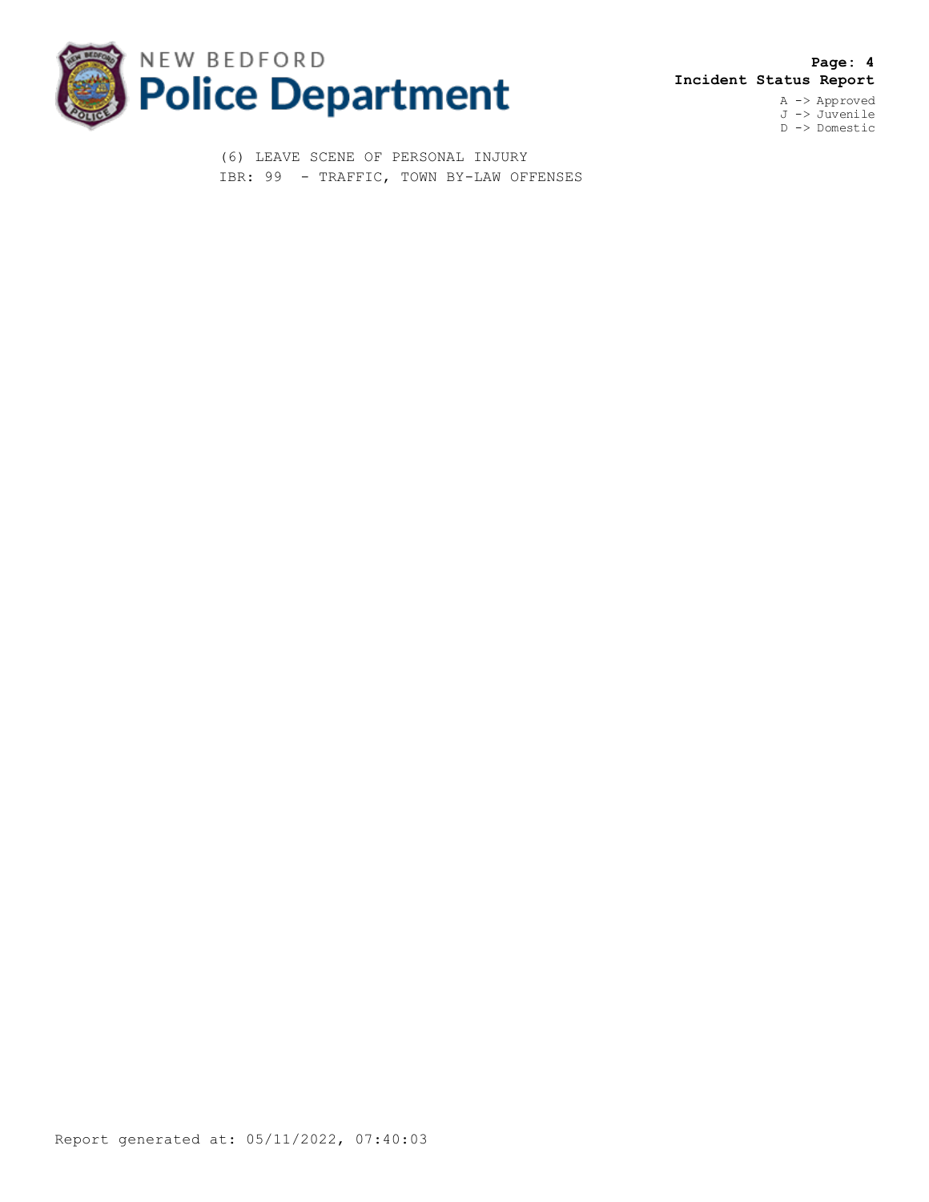(6) LEAVE SCENE OF PERSONAL INJURY
IBR: 99 - TRAFFIC, TOWN BY-LAW OFFENSES